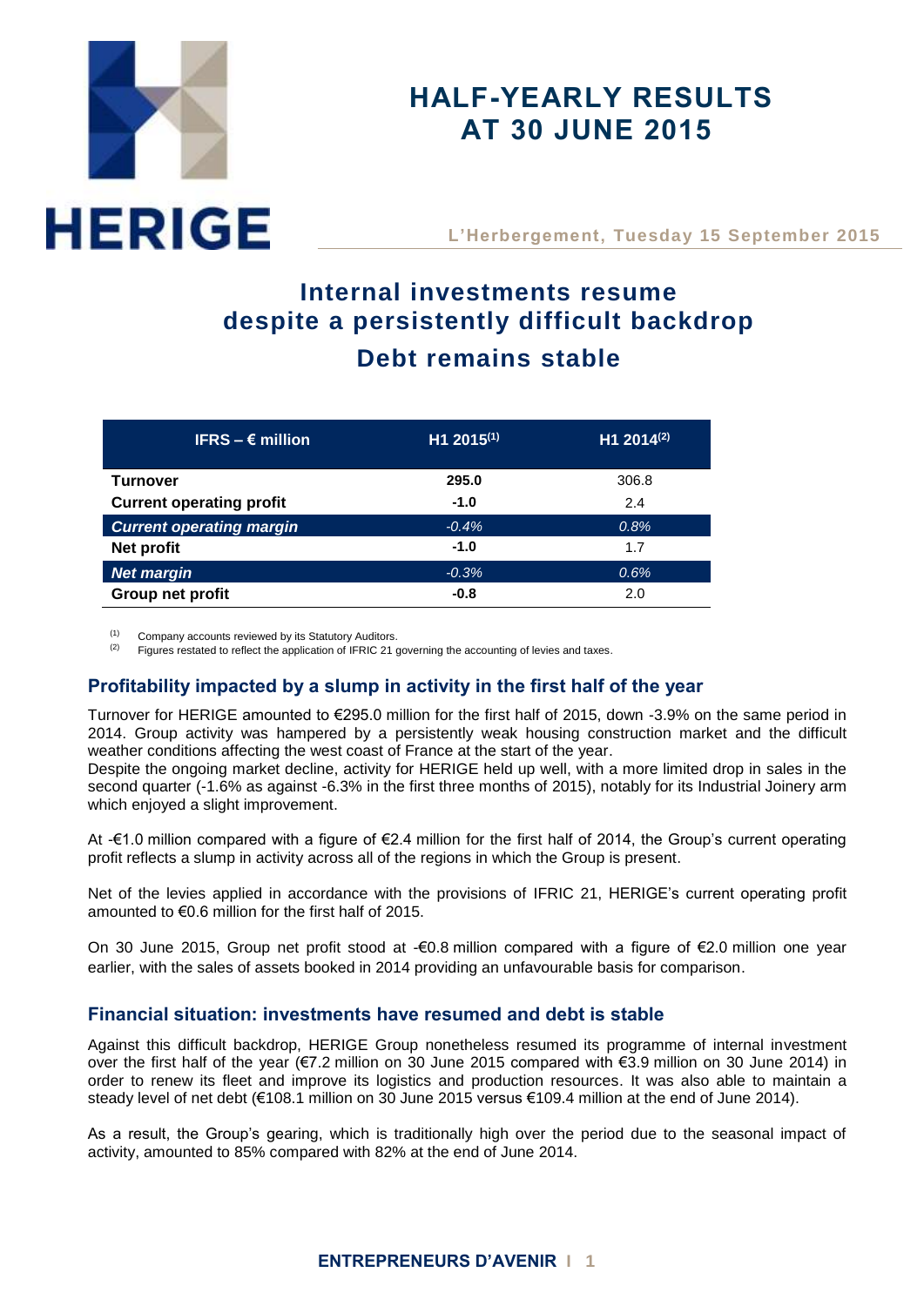# HALF-YEARLY RESULTS AT 30 JUNE 2015

**L'Herbergement, Tuesday 15 September 2015**

## Internal investments resume despite a persistently difficult backdrop

## Debt remains stable

| IFRS – € million | H1 2015[1] | H1 2014[2] |
|---|---|---|
| **Turnover** | **295.0** | 306.8 |
| **Current operating profit** | **-1.0** | 2.4 |
| ***Current operating margin*** | *-0.4%* | *0.8%* |
| **Net profit** | **-1.0** | 1.7 |
| ***Net margin*** | *-0.3%* | *0.6%* |
| **Group net profit** | **-0.8** | 2.0 |

[1] Company accounts reviewed by its Statutory Auditors.
[2] Figures restated to reflect the application of IFRIC 21 governing the accounting of levies and taxes.

### Profitability impacted by a slump in activity in the first half of the year

Turnover for HERIGE amounted to €295.0 million for the first half of 2015, down -3.9% on the same period in 2014. Group activity was hampered by a persistently weak housing construction market and the difficult weather conditions affecting the west coast of France at the start of the year.
Despite the ongoing market decline, activity for HERIGE held up well, with a more limited drop in sales in the second quarter (-1.6% as against -6.3% in the first three months of 2015), notably for its Industrial Joinery arm which enjoyed a slight improvement.

At -€1.0 million compared with a figure of €2.4 million for the first half of 2014, the Group's current operating profit reflects a slump in activity across all of the regions in which the Group is present.

Net of the levies applied in accordance with the provisions of IFRIC 21, HERIGE's current operating profit amounted to €0.6 million for the first half of 2015.

On 30 June 2015, Group net profit stood at -€0.8 million compared with a figure of €2.0 million one year earlier, with the sales of assets booked in 2014 providing an unfavourable basis for comparison.

### Financial situation: investments have resumed and debt is stable

Against this difficult backdrop, HERIGE Group nonetheless resumed its programme of internal investment over the first half of the year (€7.2 million on 30 June 2015 compared with €3.9 million on 30 June 2014) in order to renew its fleet and improve its logistics and production resources. It was also able to maintain a steady level of net debt (€108.1 million on 30 June 2015 versus €109.4 million at the end of June 2014).

As a result, the Group's gearing, which is traditionally high over the period due to the seasonal impact of activity, amounted to 85% compared with 82% at the end of June 2014.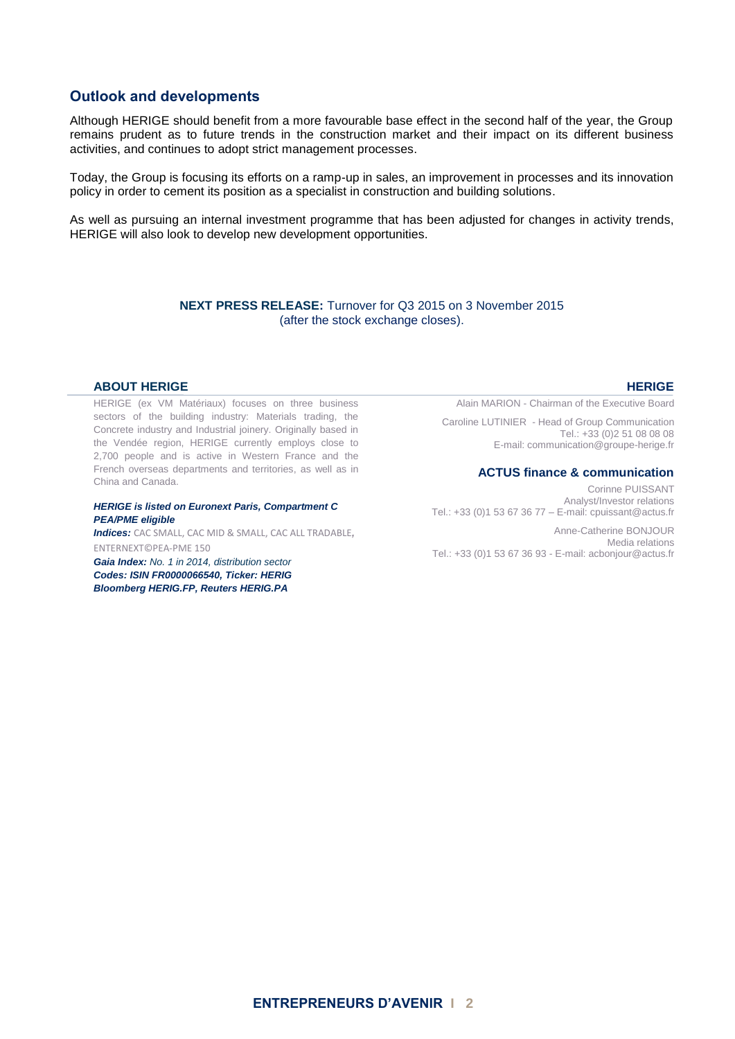## Outlook and developments

Although HERIGE should benefit from a more favourable base effect in the second half of the year, the Group remains prudent as to future trends in the construction market and their impact on its different business activities, and continues to adopt strict management processes.

Today, the Group is focusing its efforts on a ramp-up in sales, an improvement in processes and its innovation policy in order to cement its position as a specialist in construction and building solutions.

As well as pursuing an internal investment programme that has been adjusted for changes in activity trends, HERIGE will also look to develop new development opportunities.

**NEXT PRESS RELEASE:** Turnover for Q3 2015 on 3 November 2015 (after the stock exchange closes).

**ABOUT HERIGE**

HERIGE (ex VM Matériaux) focuses on three business sectors of the building industry: Materials trading, the Concrete industry and Industrial joinery. Originally based in the Vendée region, HERIGE currently employs close to 2,700 people and is active in Western France and the French overseas departments and territories, as well as in China and Canada.

***HERIGE is listed on Euronext Paris, Compartment C***
***PEA/PME eligible***
***Indices:*** CAC SMALL, CAC MID & SMALL, CAC ALL TRADABLE, ENTERNEXT©PEA-PME 150
***Gaia Index:*** *No. 1 in 2014, distribution sector*
***Codes: ISIN FR0000066540, Ticker: HERIG***
***Bloomberg HERIG.FP, Reuters HERIG.PA***

**HERIGE**

Alain MARION - Chairman of the Executive Board

Caroline LUTINIER - Head of Group Communication
Tel.: +33 (0)2 51 08 08 08
E-mail: communication@groupe-herige.fr

**ACTUS finance & communication**

Corinne PUISSANT
Analyst/Investor relations
Tel.: +33 (0)1 53 67 36 77 – E-mail: cpuissant@actus.fr

Anne-Catherine BONJOUR
Media relations
Tel.: +33 (0)1 53 67 36 93 - E-mail: acbonjour@actus.fr

**ENTREPRENEURS D'AVENIR**